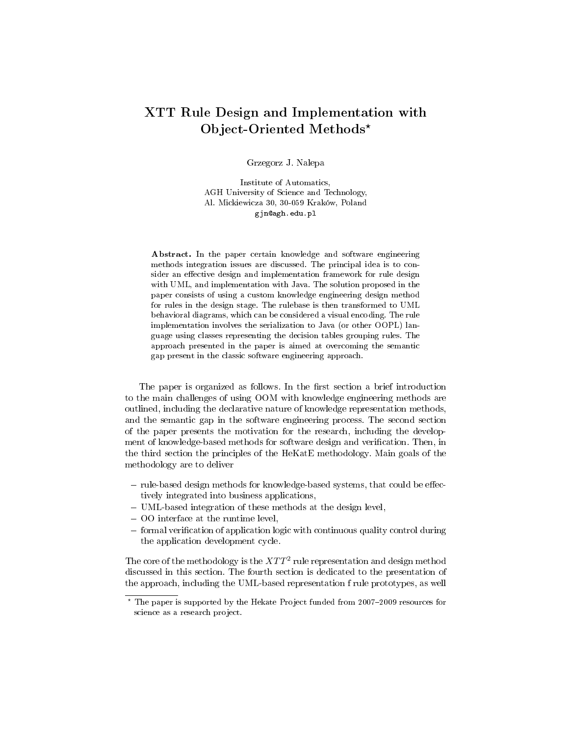# XTT Rule Design and Implementation with Object-Oriented Methods*

Grzegorz J. Nalepa

Institute of Automatics,
AGH University of Science and Technology,
Al. Mickiewicza 30, 30-059 Kraków, Poland
gjn@agh.edu.pl

**Abstract.** In the paper certain knowledge and software engineering methods integration issues are discussed. The principal idea is to consider an effective design and implementation framework for rule design with UML, and implementation with Java. The solution proposed in the paper consists of using a custom knowledge engineering design method for rules in the design stage. The rulebase is then transformed to UML behavioral diagrams, which can be considered a visual encoding. The rule implementation involves the serialization to Java (or other OOPL) language using classes representing the decision tables grouping rules. The approach presented in the paper is aimed at overcoming the semantic gap present in the classic software engineering approach.

The paper is organized as follows. In the first section a brief introduction to the main challenges of using OOM with knowledge engineering methods are outlined, including the declarative nature of knowledge representation methods, and the semantic gap in the software engineering process. The second section of the paper presents the motivation for the research, including the development of knowledge-based methods for software design and verification. Then, in the third section the principles of the HeKatE methodology. Main goals of the methodology are to deliver

- rule-based design methods for knowledge-based systems, that could be effectively integrated into business applications,
- UML-based integration of these methods at the design level,
- OO interface at the runtime level,
- formal verification of application logic with continuous quality control during the application development cycle.

The core of the methodology is the $XTT^2$ rule representation and design method discussed in this section. The fourth section is dedicated to the presentation of the approach, including the UML-based representation f rule prototypes, as well

* The paper is supported by the Hekate Project funded from 2007–2009 resources for science as a research project.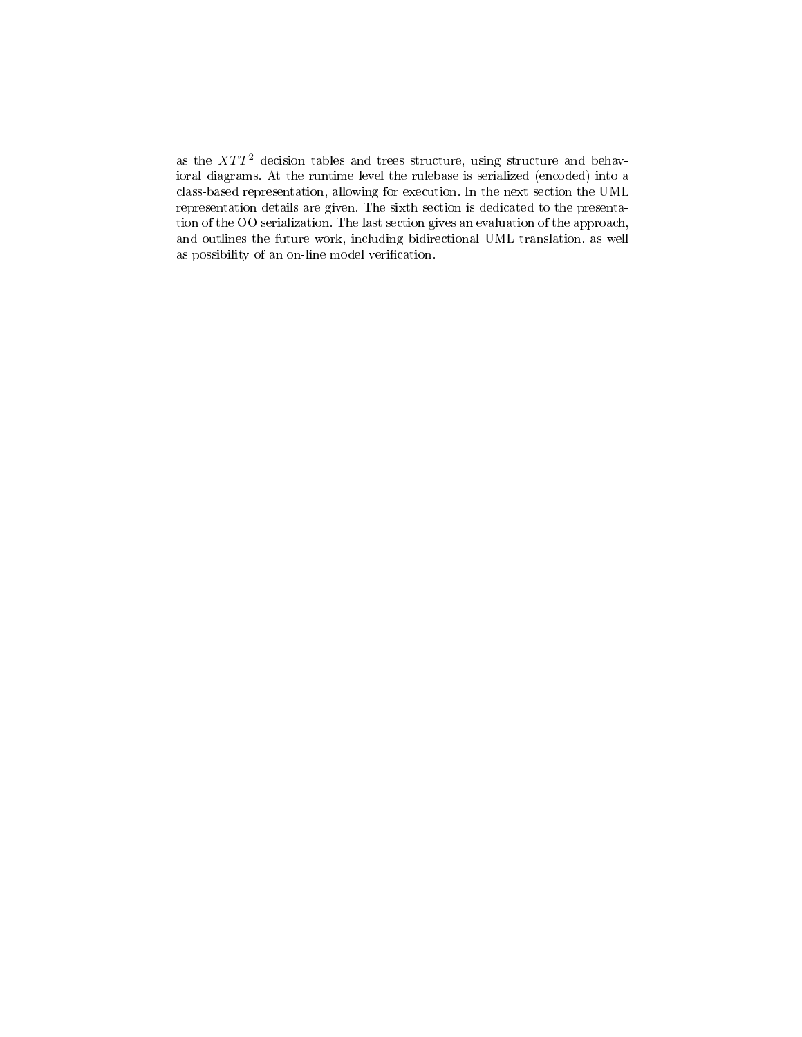as the $XTT^2$ decision tables and trees structure, using structure and behavioral diagrams. At the runtime level the rulebase is serialized (encoded) into a class-based representation, allowing for execution. In the next section the UML representation details are given. The sixth section is dedicated to the presentation of the OO serialization. The last section gives an evaluation of the approach, and outlines the future work, including bidirectional UML translation, as well as possibility of an on-line model verification.